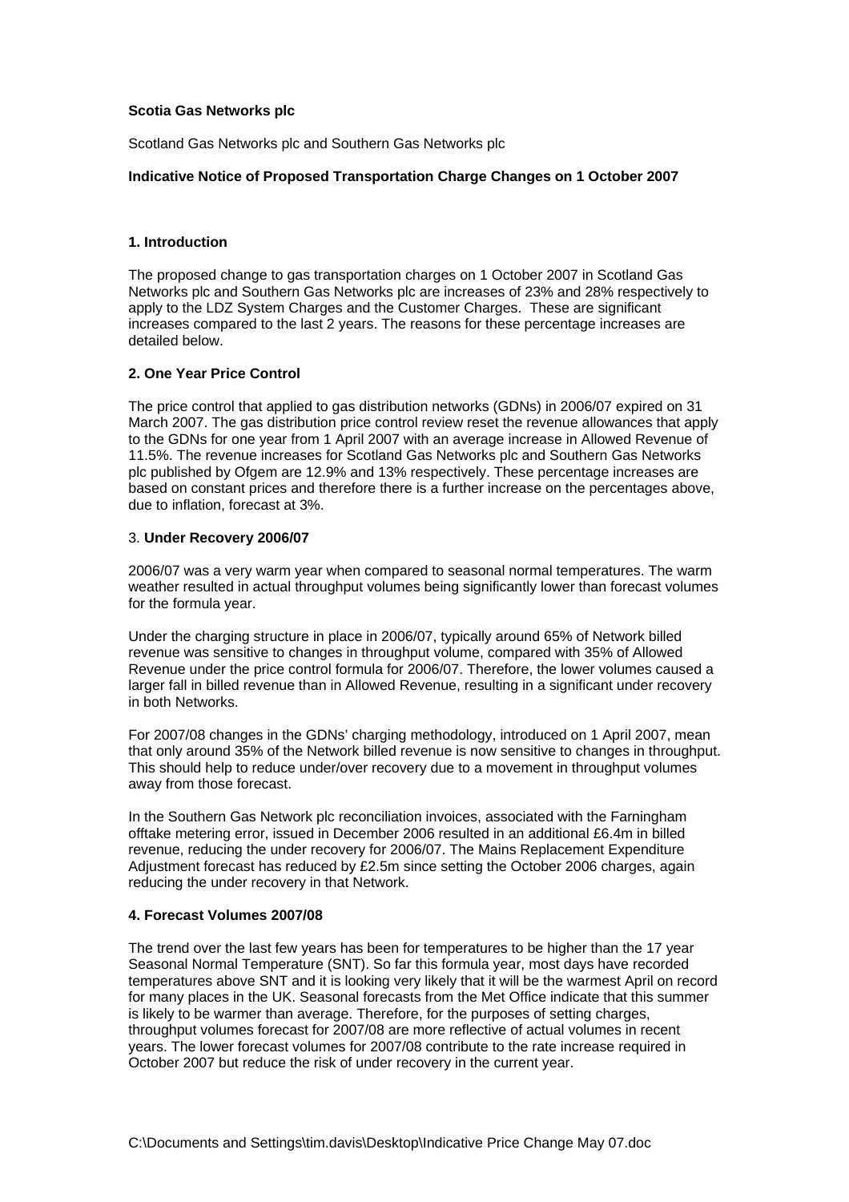**Scotia Gas Networks plc**

Scotland Gas Networks plc and Southern Gas Networks plc

**Indicative Notice of Proposed Transportation Charge Changes on 1 October 2007**

## 1. Introduction

The proposed change to gas transportation charges on 1 October 2007 in Scotland Gas Networks plc and Southern Gas Networks plc are increases of 23% and 28% respectively to apply to the LDZ System Charges and the Customer Charges. These are significant increases compared to the last 2 years. The reasons for these percentage increases are detailed below.

## 2. One Year Price Control

The price control that applied to gas distribution networks (GDNs) in 2006/07 expired on 31 March 2007. The gas distribution price control review reset the revenue allowances that apply to the GDNs for one year from 1 April 2007 with an average increase in Allowed Revenue of 11.5%. The revenue increases for Scotland Gas Networks plc and Southern Gas Networks plc published by Ofgem are 12.9% and 13% respectively. These percentage increases are based on constant prices and therefore there is a further increase on the percentages above, due to inflation, forecast at 3%.

## 3. Under Recovery 2006/07

2006/07 was a very warm year when compared to seasonal normal temperatures. The warm weather resulted in actual throughput volumes being significantly lower than forecast volumes for the formula year.

Under the charging structure in place in 2006/07, typically around 65% of Network billed revenue was sensitive to changes in throughput volume, compared with 35% of Allowed Revenue under the price control formula for 2006/07. Therefore, the lower volumes caused a larger fall in billed revenue than in Allowed Revenue, resulting in a significant under recovery in both Networks.

For 2007/08 changes in the GDNs' charging methodology, introduced on 1 April 2007, mean that only around 35% of the Network billed revenue is now sensitive to changes in throughput. This should help to reduce under/over recovery due to a movement in throughput volumes away from those forecast.

In the Southern Gas Network plc reconciliation invoices, associated with the Farningham offtake metering error, issued in December 2006 resulted in an additional £6.4m in billed revenue, reducing the under recovery for 2006/07. The Mains Replacement Expenditure Adjustment forecast has reduced by £2.5m since setting the October 2006 charges, again reducing the under recovery in that Network.

## 4. Forecast Volumes 2007/08

The trend over the last few years has been for temperatures to be higher than the 17 year Seasonal Normal Temperature (SNT). So far this formula year, most days have recorded temperatures above SNT and it is looking very likely that it will be the warmest April on record for many places in the UK. Seasonal forecasts from the Met Office indicate that this summer is likely to be warmer than average. Therefore, for the purposes of setting charges, throughput volumes forecast for 2007/08 are more reflective of actual volumes in recent years. The lower forecast volumes for 2007/08 contribute to the rate increase required in October 2007 but reduce the risk of under recovery in the current year.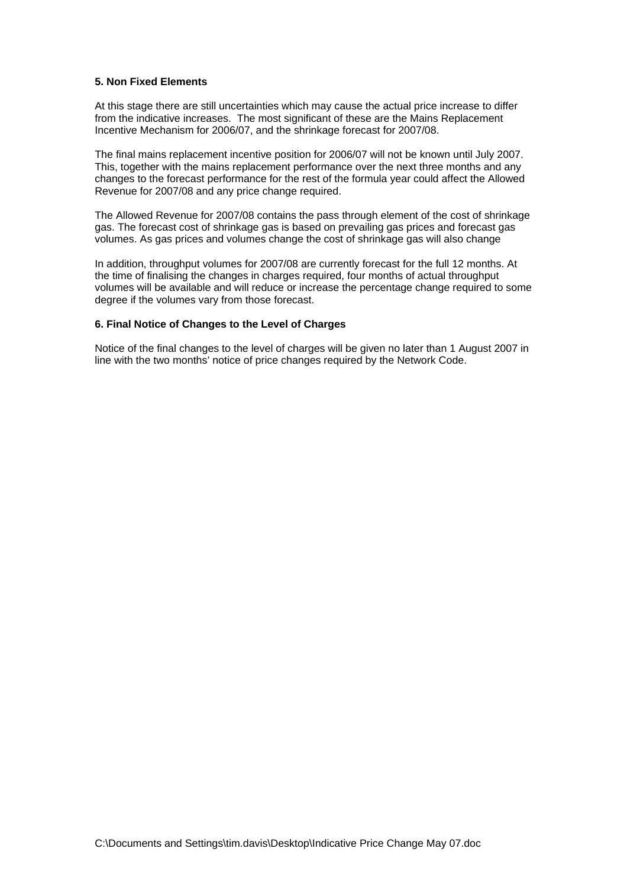**5. Non Fixed Elements**

At this stage there are still uncertainties which may cause the actual price increase to differ from the indicative increases.  The most significant of these are the Mains Replacement Incentive Mechanism for 2006/07, and the shrinkage forecast for 2007/08.

The final mains replacement incentive position for 2006/07 will not be known until July 2007. This, together with the mains replacement performance over the next three months and any changes to the forecast performance for the rest of the formula year could affect the Allowed Revenue for 2007/08 and any price change required.

The Allowed Revenue for 2007/08 contains the pass through element of the cost of shrinkage gas. The forecast cost of shrinkage gas is based on prevailing gas prices and forecast gas volumes. As gas prices and volumes change the cost of shrinkage gas will also change

In addition, throughput volumes for 2007/08 are currently forecast for the full 12 months. At the time of finalising the changes in charges required, four months of actual throughput volumes will be available and will reduce or increase the percentage change required to some degree if the volumes vary from those forecast.

**6. Final Notice of Changes to the Level of Charges**

Notice of the final changes to the level of charges will be given no later than 1 August 2007 in line with the two months' notice of price changes required by the Network Code.